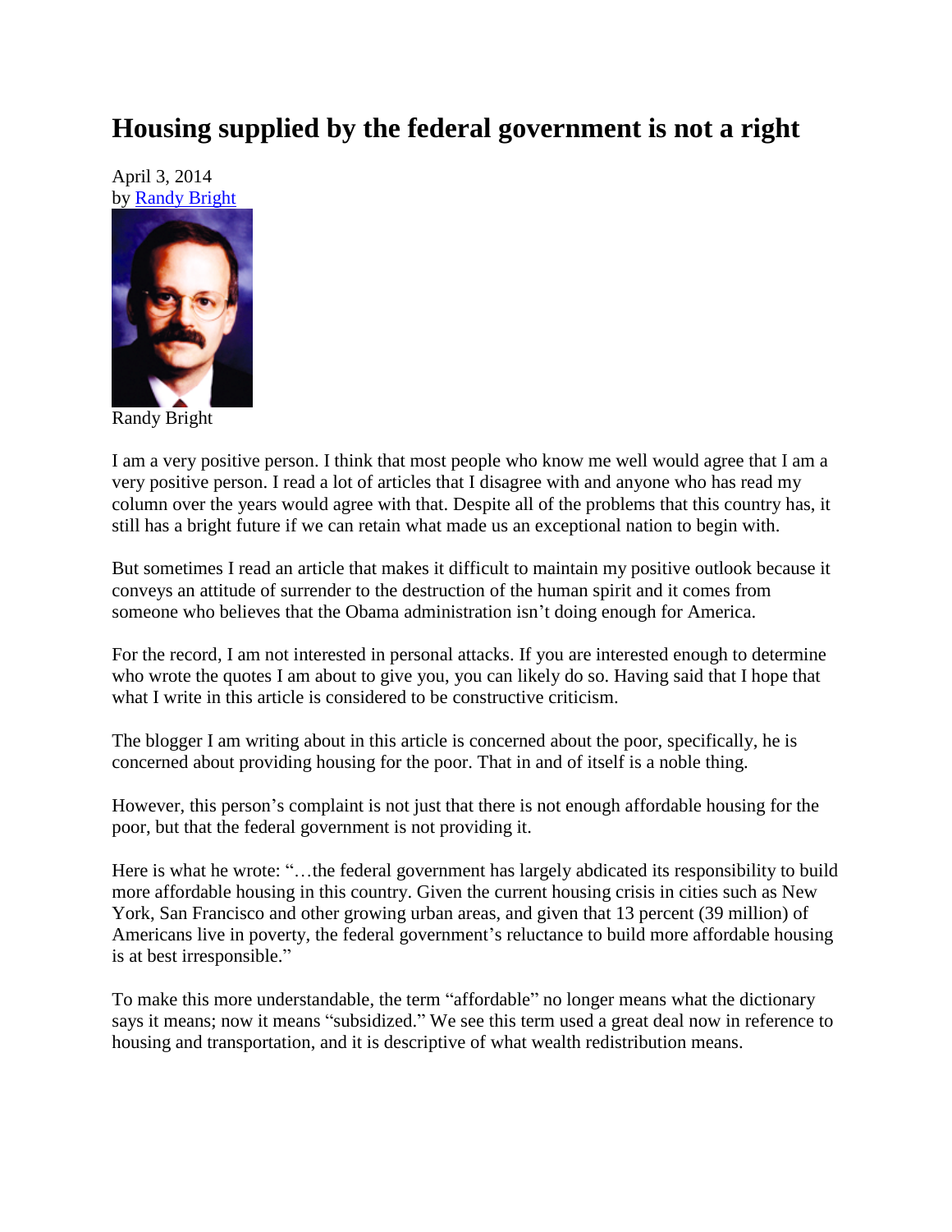# Housing supplied by the federal government is not a right

April 3, 2014
by Randy Bright

Randy Bright

I am a very positive person. I think that most people who know me well would agree that I am a very positive person. I read a lot of articles that I disagree with and anyone who has read my column over the years would agree with that. Despite all of the problems that this country has, it still has a bright future if we can retain what made us an exceptional nation to begin with.

But sometimes I read an article that makes it difficult to maintain my positive outlook because it conveys an attitude of surrender to the destruction of the human spirit and it comes from someone who believes that the Obama administration isn't doing enough for America.

For the record, I am not interested in personal attacks. If you are interested enough to determine who wrote the quotes I am about to give you, you can likely do so. Having said that I hope that what I write in this article is considered to be constructive criticism.

The blogger I am writing about in this article is concerned about the poor, specifically, he is concerned about providing housing for the poor. That in and of itself is a noble thing.

However, this person's complaint is not just that there is not enough affordable housing for the poor, but that the federal government is not providing it.

Here is what he wrote: "…the federal government has largely abdicated its responsibility to build more affordable housing in this country. Given the current housing crisis in cities such as New York, San Francisco and other growing urban areas, and given that 13 percent (39 million) of Americans live in poverty, the federal government's reluctance to build more affordable housing is at best irresponsible."

To make this more understandable, the term "affordable" no longer means what the dictionary says it means; now it means "subsidized." We see this term used a great deal now in reference to housing and transportation, and it is descriptive of what wealth redistribution means.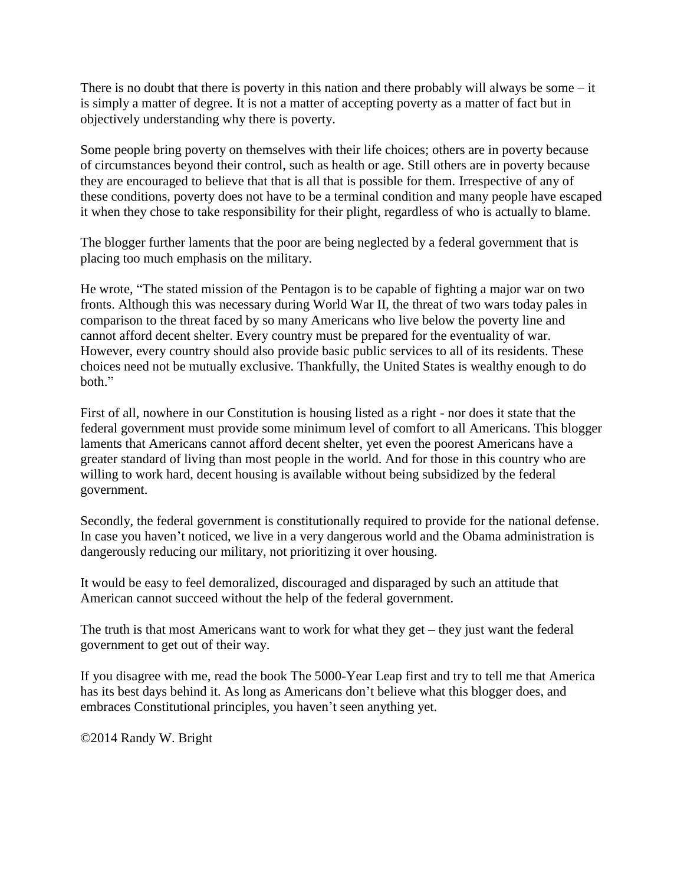There is no doubt that there is poverty in this nation and there probably will always be some – it is simply a matter of degree. It is not a matter of accepting poverty as a matter of fact but in objectively understanding why there is poverty.

Some people bring poverty on themselves with their life choices; others are in poverty because of circumstances beyond their control, such as health or age. Still others are in poverty because they are encouraged to believe that that is all that is possible for them. Irrespective of any of these conditions, poverty does not have to be a terminal condition and many people have escaped it when they chose to take responsibility for their plight, regardless of who is actually to blame.

The blogger further laments that the poor are being neglected by a federal government that is placing too much emphasis on the military.

He wrote, "The stated mission of the Pentagon is to be capable of fighting a major war on two fronts. Although this was necessary during World War II, the threat of two wars today pales in comparison to the threat faced by so many Americans who live below the poverty line and cannot afford decent shelter. Every country must be prepared for the eventuality of war. However, every country should also provide basic public services to all of its residents. These choices need not be mutually exclusive. Thankfully, the United States is wealthy enough to do both."

First of all, nowhere in our Constitution is housing listed as a right - nor does it state that the federal government must provide some minimum level of comfort to all Americans. This blogger laments that Americans cannot afford decent shelter, yet even the poorest Americans have a greater standard of living than most people in the world. And for those in this country who are willing to work hard, decent housing is available without being subsidized by the federal government.

Secondly, the federal government is constitutionally required to provide for the national defense. In case you haven't noticed, we live in a very dangerous world and the Obama administration is dangerously reducing our military, not prioritizing it over housing.

It would be easy to feel demoralized, discouraged and disparaged by such an attitude that American cannot succeed without the help of the federal government.

The truth is that most Americans want to work for what they get – they just want the federal government to get out of their way.

If you disagree with me, read the book The 5000-Year Leap first and try to tell me that America has its best days behind it. As long as Americans don't believe what this blogger does, and embraces Constitutional principles, you haven't seen anything yet.

©2014 Randy W. Bright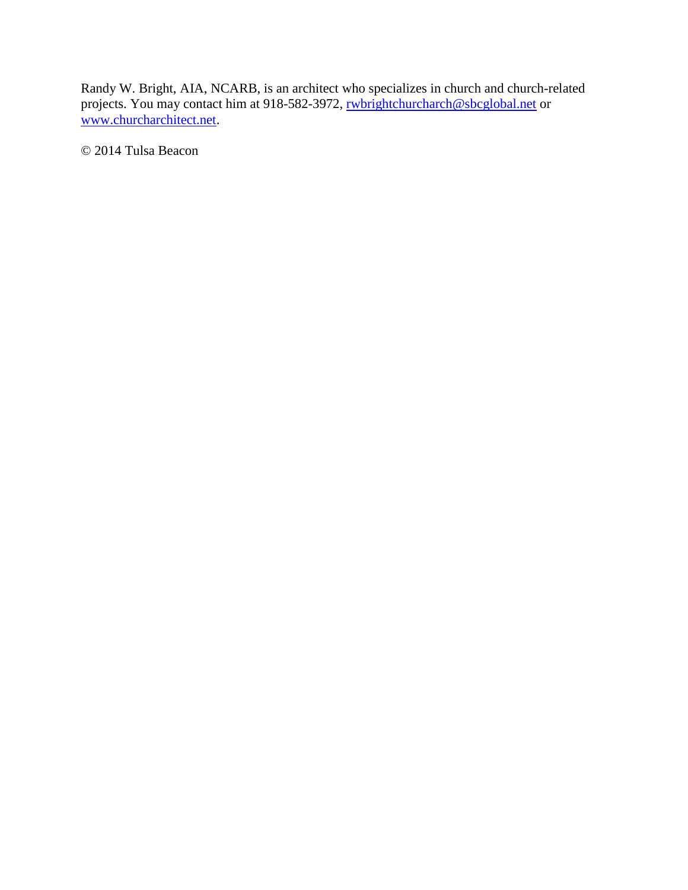Randy W. Bright, AIA, NCARB, is an architect who specializes in church and church-related projects. You may contact him at 918-582-3972, rwbrightchurcharch@sbcglobal.net or www.churcharchitect.net.

© 2014 Tulsa Beacon